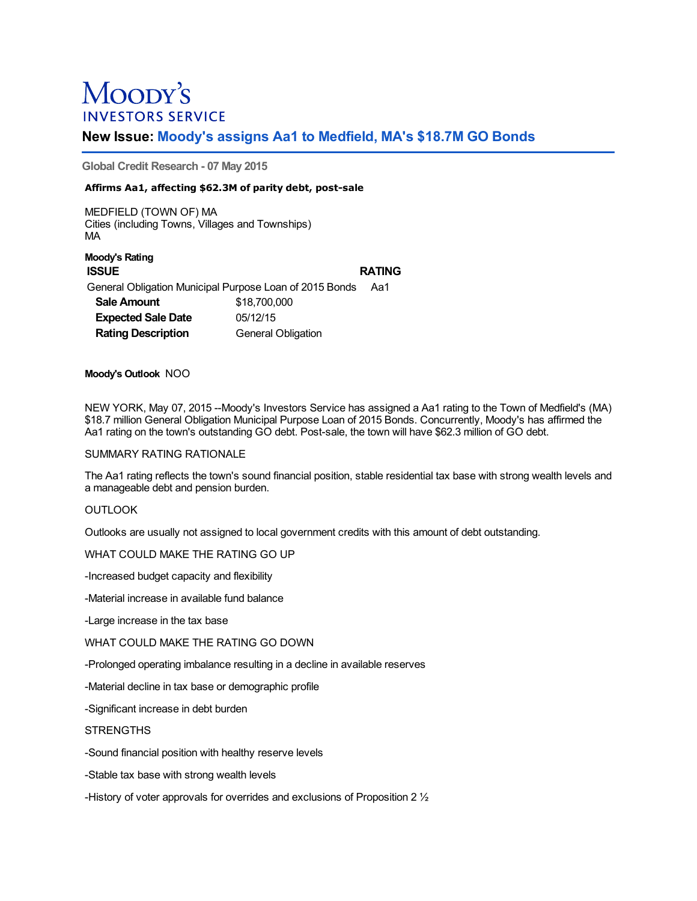Moody's
INVESTORS SERVICE

# New Issue: Moody's assigns Aa1 to Medfield, MA's $18.7M GO Bonds

**Global Credit Research - 07 May 2015**

**Affirms Aa1, affecting $62.3M of parity debt, post-sale**

MEDFIELD (TOWN OF) MA
Cities (including Towns, Villages and Townships)
MA

**Moody's Rating**

| ISSUE | RATING |
|---|---|
| General Obligation Municipal Purpose Loan of 2015 Bonds | Aa1 |
| **Sale Amount** $18,700,000 | |
| **Expected Sale Date** 05/12/15 | |
| **Rating Description** General Obligation | |

**Moody's Outlook** NOO

NEW YORK, May 07, 2015 --Moody's Investors Service has assigned a Aa1 rating to the Town of Medfield's (MA) $18.7 million General Obligation Municipal Purpose Loan of 2015 Bonds. Concurrently, Moody's has affirmed the Aa1 rating on the town's outstanding GO debt. Post-sale, the town will have $62.3 million of GO debt.

SUMMARY RATING RATIONALE

The Aa1 rating reflects the town's sound financial position, stable residential tax base with strong wealth levels and a manageable debt and pension burden.

OUTLOOK

Outlooks are usually not assigned to local government credits with this amount of debt outstanding.

WHAT COULD MAKE THE RATING GO UP

-Increased budget capacity and flexibility

-Material increase in available fund balance

-Large increase in the tax base

WHAT COULD MAKE THE RATING GO DOWN

-Prolonged operating imbalance resulting in a decline in available reserves

-Material decline in tax base or demographic profile

-Significant increase in debt burden

STRENGTHS

-Sound financial position with healthy reserve levels

-Stable tax base with strong wealth levels

-History of voter approvals for overrides and exclusions of Proposition 2 ½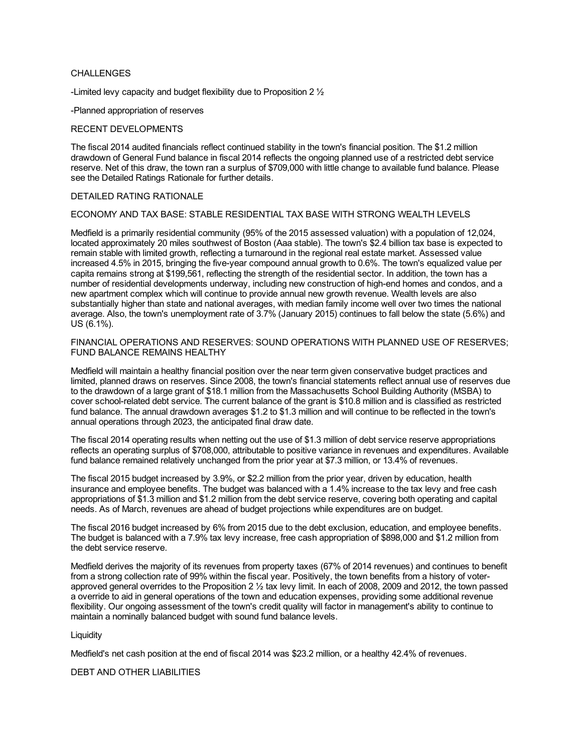CHALLENGES

-Limited levy capacity and budget flexibility due to Proposition 2 ½

-Planned appropriation of reserves

RECENT DEVELOPMENTS

The fiscal 2014 audited financials reflect continued stability in the town's financial position. The $1.2 million drawdown of General Fund balance in fiscal 2014 reflects the ongoing planned use of a restricted debt service reserve. Net of this draw, the town ran a surplus of $709,000 with little change to available fund balance. Please see the Detailed Ratings Rationale for further details.

DETAILED RATING RATIONALE

ECONOMY AND TAX BASE: STABLE RESIDENTIAL TAX BASE WITH STRONG WEALTH LEVELS

Medfield is a primarily residential community (95% of the 2015 assessed valuation) with a population of 12,024, located approximately 20 miles southwest of Boston (Aaa stable). The town's $2.4 billion tax base is expected to remain stable with limited growth, reflecting a turnaround in the regional real estate market. Assessed value increased 4.5% in 2015, bringing the five-year compound annual growth to 0.6%. The town's equalized value per capita remains strong at $199,561, reflecting the strength of the residential sector. In addition, the town has a number of residential developments underway, including new construction of high-end homes and condos, and a new apartment complex which will continue to provide annual new growth revenue. Wealth levels are also substantially higher than state and national averages, with median family income well over two times the national average. Also, the town's unemployment rate of 3.7% (January 2015) continues to fall below the state (5.6%) and US (6.1%).

FINANCIAL OPERATIONS AND RESERVES: SOUND OPERATIONS WITH PLANNED USE OF RESERVES; FUND BALANCE REMAINS HEALTHY

Medfield will maintain a healthy financial position over the near term given conservative budget practices and limited, planned draws on reserves. Since 2008, the town's financial statements reflect annual use of reserves due to the drawdown of a large grant of $18.1 million from the Massachusetts School Building Authority (MSBA) to cover school-related debt service. The current balance of the grant is $10.8 million and is classified as restricted fund balance. The annual drawdown averages $1.2 to $1.3 million and will continue to be reflected in the town's annual operations through 2023, the anticipated final draw date.

The fiscal 2014 operating results when netting out the use of $1.3 million of debt service reserve appropriations reflects an operating surplus of $708,000, attributable to positive variance in revenues and expenditures. Available fund balance remained relatively unchanged from the prior year at $7.3 million, or 13.4% of revenues.

The fiscal 2015 budget increased by 3.9%, or $2.2 million from the prior year, driven by education, health insurance and employee benefits. The budget was balanced with a 1.4% increase to the tax levy and free cash appropriations of $1.3 million and $1.2 million from the debt service reserve, covering both operating and capital needs. As of March, revenues are ahead of budget projections while expenditures are on budget.

The fiscal 2016 budget increased by 6% from 2015 due to the debt exclusion, education, and employee benefits. The budget is balanced with a 7.9% tax levy increase, free cash appropriation of $898,000 and $1.2 million from the debt service reserve.

Medfield derives the majority of its revenues from property taxes (67% of 2014 revenues) and continues to benefit from a strong collection rate of 99% within the fiscal year. Positively, the town benefits from a history of voter-approved general overrides to the Proposition 2 ½ tax levy limit. In each of 2008, 2009 and 2012, the town passed a override to aid in general operations of the town and education expenses, providing some additional revenue flexibility. Our ongoing assessment of the town's credit quality will factor in management's ability to continue to maintain a nominally balanced budget with sound fund balance levels.

Liquidity

Medfield's net cash position at the end of fiscal 2014 was $23.2 million, or a healthy 42.4% of revenues.

DEBT AND OTHER LIABILITIES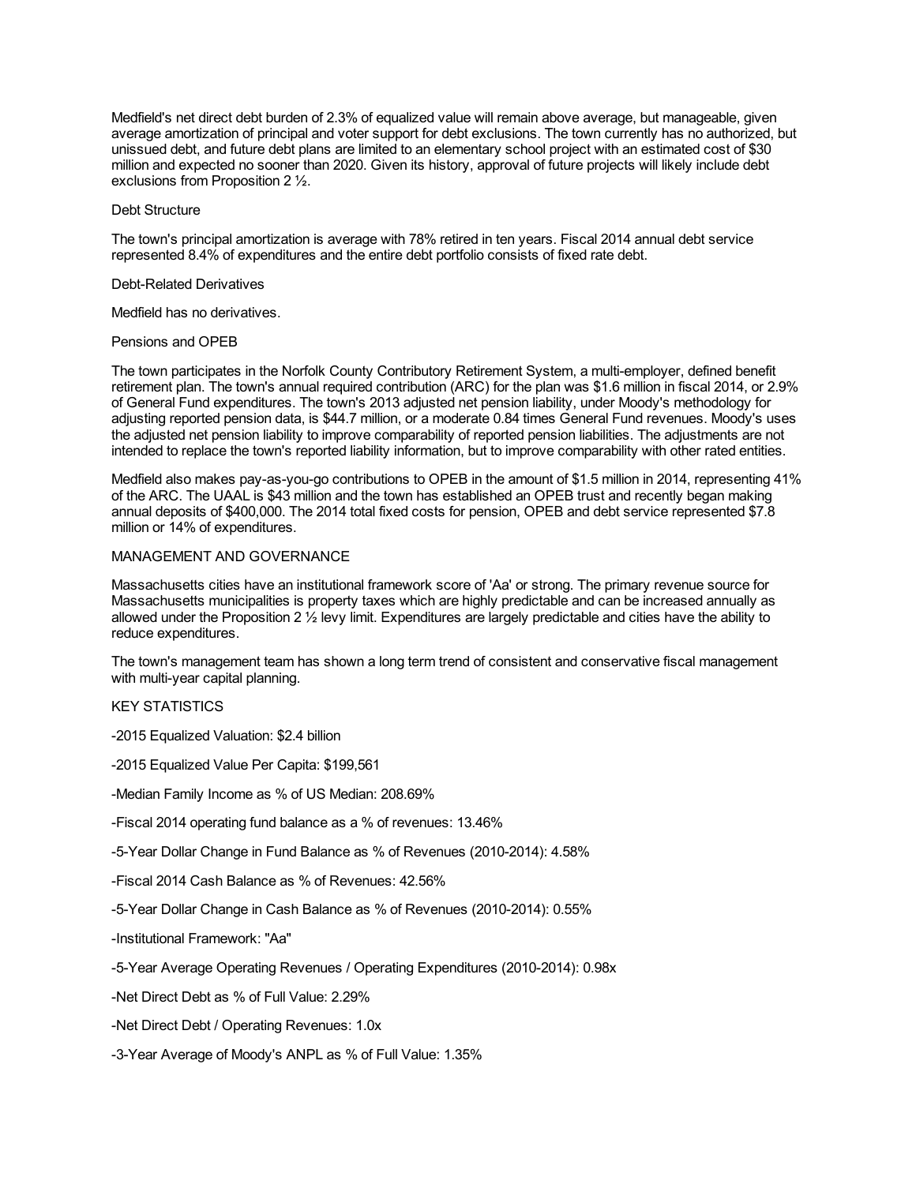Medfield's net direct debt burden of 2.3% of equalized value will remain above average, but manageable, given average amortization of principal and voter support for debt exclusions. The town currently has no authorized, but unissued debt, and future debt plans are limited to an elementary school project with an estimated cost of $30 million and expected no sooner than 2020. Given its history, approval of future projects will likely include debt exclusions from Proposition 2 ½.

Debt Structure

The town's principal amortization is average with 78% retired in ten years. Fiscal 2014 annual debt service represented 8.4% of expenditures and the entire debt portfolio consists of fixed rate debt.

Debt-Related Derivatives

Medfield has no derivatives.

Pensions and OPEB

The town participates in the Norfolk County Contributory Retirement System, a multi-employer, defined benefit retirement plan. The town's annual required contribution (ARC) for the plan was $1.6 million in fiscal 2014, or 2.9% of General Fund expenditures. The town's 2013 adjusted net pension liability, under Moody's methodology for adjusting reported pension data, is $44.7 million, or a moderate 0.84 times General Fund revenues. Moody's uses the adjusted net pension liability to improve comparability of reported pension liabilities. The adjustments are not intended to replace the town's reported liability information, but to improve comparability with other rated entities.

Medfield also makes pay-as-you-go contributions to OPEB in the amount of $1.5 million in 2014, representing 41% of the ARC. The UAAL is $43 million and the town has established an OPEB trust and recently began making annual deposits of $400,000. The 2014 total fixed costs for pension, OPEB and debt service represented $7.8 million or 14% of expenditures.

MANAGEMENT AND GOVERNANCE

Massachusetts cities have an institutional framework score of 'Aa' or strong. The primary revenue source for Massachusetts municipalities is property taxes which are highly predictable and can be increased annually as allowed under the Proposition 2 ½ levy limit. Expenditures are largely predictable and cities have the ability to reduce expenditures.

The town's management team has shown a long term trend of consistent and conservative fiscal management with multi-year capital planning.

KEY STATISTICS

-2015 Equalized Valuation: $2.4 billion

-2015 Equalized Value Per Capita: $199,561

-Median Family Income as % of US Median: 208.69%

-Fiscal 2014 operating fund balance as a % of revenues: 13.46%

-5-Year Dollar Change in Fund Balance as % of Revenues (2010-2014): 4.58%

-Fiscal 2014 Cash Balance as % of Revenues: 42.56%

-5-Year Dollar Change in Cash Balance as % of Revenues (2010-2014): 0.55%

-Institutional Framework: "Aa"

-5-Year Average Operating Revenues / Operating Expenditures (2010-2014): 0.98x

-Net Direct Debt as % of Full Value: 2.29%

-Net Direct Debt / Operating Revenues: 1.0x

-3-Year Average of Moody's ANPL as % of Full Value: 1.35%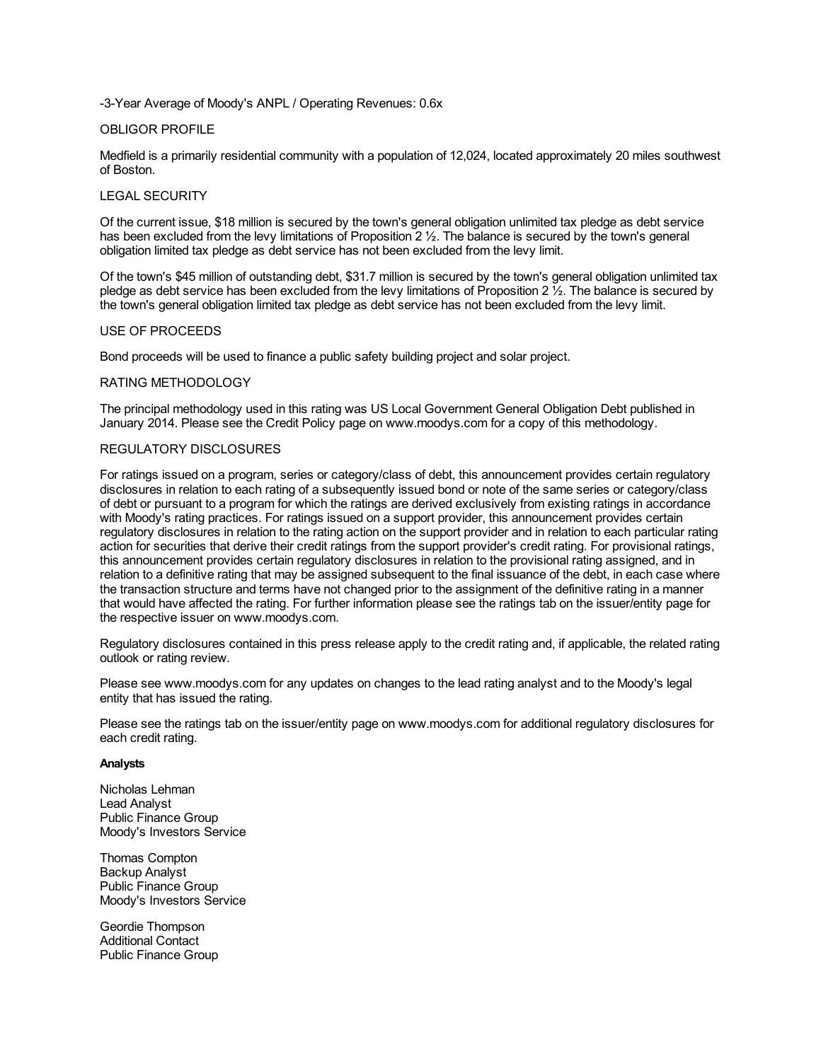-3-Year Average of Moody's ANPL / Operating Revenues: 0.6x

OBLIGOR PROFILE

Medfield is a primarily residential community with a population of 12,024, located approximately 20 miles southwest of Boston.

LEGAL SECURITY

Of the current issue, $18 million is secured by the town's general obligation unlimited tax pledge as debt service has been excluded from the levy limitations of Proposition 2 ½. The balance is secured by the town's general obligation limited tax pledge as debt service has not been excluded from the levy limit.

Of the town's $45 million of outstanding debt, $31.7 million is secured by the town's general obligation unlimited tax pledge as debt service has been excluded from the levy limitations of Proposition 2 ½. The balance is secured by the town's general obligation limited tax pledge as debt service has not been excluded from the levy limit.

USE OF PROCEEDS

Bond proceeds will be used to finance a public safety building project and solar project.

RATING METHODOLOGY

The principal methodology used in this rating was US Local Government General Obligation Debt published in January 2014. Please see the Credit Policy page on www.moodys.com for a copy of this methodology.

REGULATORY DISCLOSURES

For ratings issued on a program, series or category/class of debt, this announcement provides certain regulatory disclosures in relation to each rating of a subsequently issued bond or note of the same series or category/class of debt or pursuant to a program for which the ratings are derived exclusively from existing ratings in accordance with Moody's rating practices. For ratings issued on a support provider, this announcement provides certain regulatory disclosures in relation to the rating action on the support provider and in relation to each particular rating action for securities that derive their credit ratings from the support provider's credit rating. For provisional ratings, this announcement provides certain regulatory disclosures in relation to the provisional rating assigned, and in relation to a definitive rating that may be assigned subsequent to the final issuance of the debt, in each case where the transaction structure and terms have not changed prior to the assignment of the definitive rating in a manner that would have affected the rating. For further information please see the ratings tab on the issuer/entity page for the respective issuer on www.moodys.com.

Regulatory disclosures contained in this press release apply to the credit rating and, if applicable, the related rating outlook or rating review.

Please see www.moodys.com for any updates on changes to the lead rating analyst and to the Moody's legal entity that has issued the rating.

Please see the ratings tab on the issuer/entity page on www.moodys.com for additional regulatory disclosures for each credit rating.

**Analysts**

Nicholas Lehman
Lead Analyst
Public Finance Group
Moody's Investors Service

Thomas Compton
Backup Analyst
Public Finance Group
Moody's Investors Service

Geordie Thompson
Additional Contact
Public Finance Group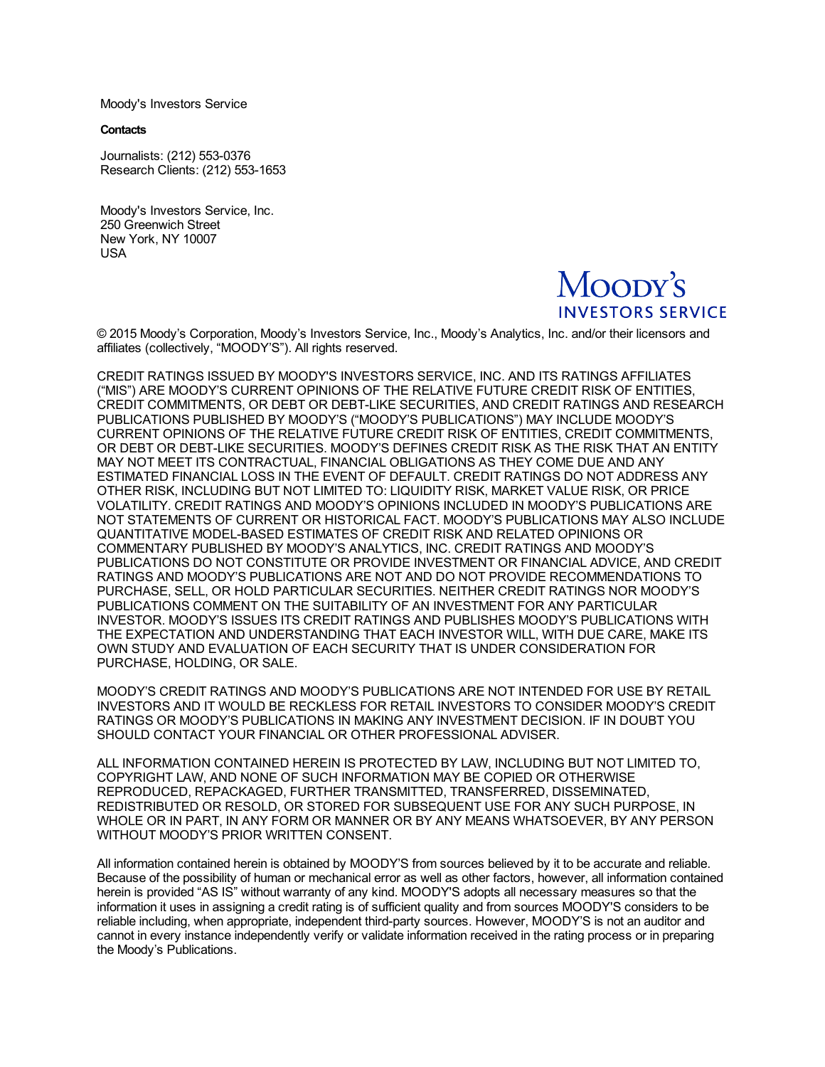Moody's Investors Service

**Contacts**

Journalists: (212) 553-0376
Research Clients: (212) 553-1653

Moody's Investors Service, Inc.
250 Greenwich Street
New York, NY 10007
USA

MOODY'S
INVESTORS SERVICE

© 2015 Moody's Corporation, Moody's Investors Service, Inc., Moody's Analytics, Inc. and/or their licensors and affiliates (collectively, "MOODY'S"). All rights reserved.

CREDIT RATINGS ISSUED BY MOODY'S INVESTORS SERVICE, INC. AND ITS RATINGS AFFILIATES ("MIS") ARE MOODY'S CURRENT OPINIONS OF THE RELATIVE FUTURE CREDIT RISK OF ENTITIES, CREDIT COMMITMENTS, OR DEBT OR DEBT-LIKE SECURITIES, AND CREDIT RATINGS AND RESEARCH PUBLICATIONS PUBLISHED BY MOODY'S ("MOODY'S PUBLICATIONS") MAY INCLUDE MOODY'S CURRENT OPINIONS OF THE RELATIVE FUTURE CREDIT RISK OF ENTITIES, CREDIT COMMITMENTS, OR DEBT OR DEBT-LIKE SECURITIES. MOODY'S DEFINES CREDIT RISK AS THE RISK THAT AN ENTITY MAY NOT MEET ITS CONTRACTUAL, FINANCIAL OBLIGATIONS AS THEY COME DUE AND ANY ESTIMATED FINANCIAL LOSS IN THE EVENT OF DEFAULT. CREDIT RATINGS DO NOT ADDRESS ANY OTHER RISK, INCLUDING BUT NOT LIMITED TO: LIQUIDITY RISK, MARKET VALUE RISK, OR PRICE VOLATILITY. CREDIT RATINGS AND MOODY'S OPINIONS INCLUDED IN MOODY'S PUBLICATIONS ARE NOT STATEMENTS OF CURRENT OR HISTORICAL FACT. MOODY'S PUBLICATIONS MAY ALSO INCLUDE QUANTITATIVE MODEL-BASED ESTIMATES OF CREDIT RISK AND RELATED OPINIONS OR COMMENTARY PUBLISHED BY MOODY'S ANALYTICS, INC. CREDIT RATINGS AND MOODY'S PUBLICATIONS DO NOT CONSTITUTE OR PROVIDE INVESTMENT OR FINANCIAL ADVICE, AND CREDIT RATINGS AND MOODY'S PUBLICATIONS ARE NOT AND DO NOT PROVIDE RECOMMENDATIONS TO PURCHASE, SELL, OR HOLD PARTICULAR SECURITIES. NEITHER CREDIT RATINGS NOR MOODY'S PUBLICATIONS COMMENT ON THE SUITABILITY OF AN INVESTMENT FOR ANY PARTICULAR INVESTOR. MOODY'S ISSUES ITS CREDIT RATINGS AND PUBLISHES MOODY'S PUBLICATIONS WITH THE EXPECTATION AND UNDERSTANDING THAT EACH INVESTOR WILL, WITH DUE CARE, MAKE ITS OWN STUDY AND EVALUATION OF EACH SECURITY THAT IS UNDER CONSIDERATION FOR PURCHASE, HOLDING, OR SALE.

MOODY'S CREDIT RATINGS AND MOODY'S PUBLICATIONS ARE NOT INTENDED FOR USE BY RETAIL INVESTORS AND IT WOULD BE RECKLESS FOR RETAIL INVESTORS TO CONSIDER MOODY'S CREDIT RATINGS OR MOODY'S PUBLICATIONS IN MAKING ANY INVESTMENT DECISION. IF IN DOUBT YOU SHOULD CONTACT YOUR FINANCIAL OR OTHER PROFESSIONAL ADVISER.

ALL INFORMATION CONTAINED HEREIN IS PROTECTED BY LAW, INCLUDING BUT NOT LIMITED TO, COPYRIGHT LAW, AND NONE OF SUCH INFORMATION MAY BE COPIED OR OTHERWISE REPRODUCED, REPACKAGED, FURTHER TRANSMITTED, TRANSFERRED, DISSEMINATED, REDISTRIBUTED OR RESOLD, OR STORED FOR SUBSEQUENT USE FOR ANY SUCH PURPOSE, IN WHOLE OR IN PART, IN ANY FORM OR MANNER OR BY ANY MEANS WHATSOEVER, BY ANY PERSON WITHOUT MOODY'S PRIOR WRITTEN CONSENT.

All information contained herein is obtained by MOODY'S from sources believed by it to be accurate and reliable. Because of the possibility of human or mechanical error as well as other factors, however, all information contained herein is provided "AS IS" without warranty of any kind. MOODY'S adopts all necessary measures so that the information it uses in assigning a credit rating is of sufficient quality and from sources MOODY'S considers to be reliable including, when appropriate, independent third-party sources. However, MOODY'S is not an auditor and cannot in every instance independently verify or validate information received in the rating process or in preparing the Moody's Publications.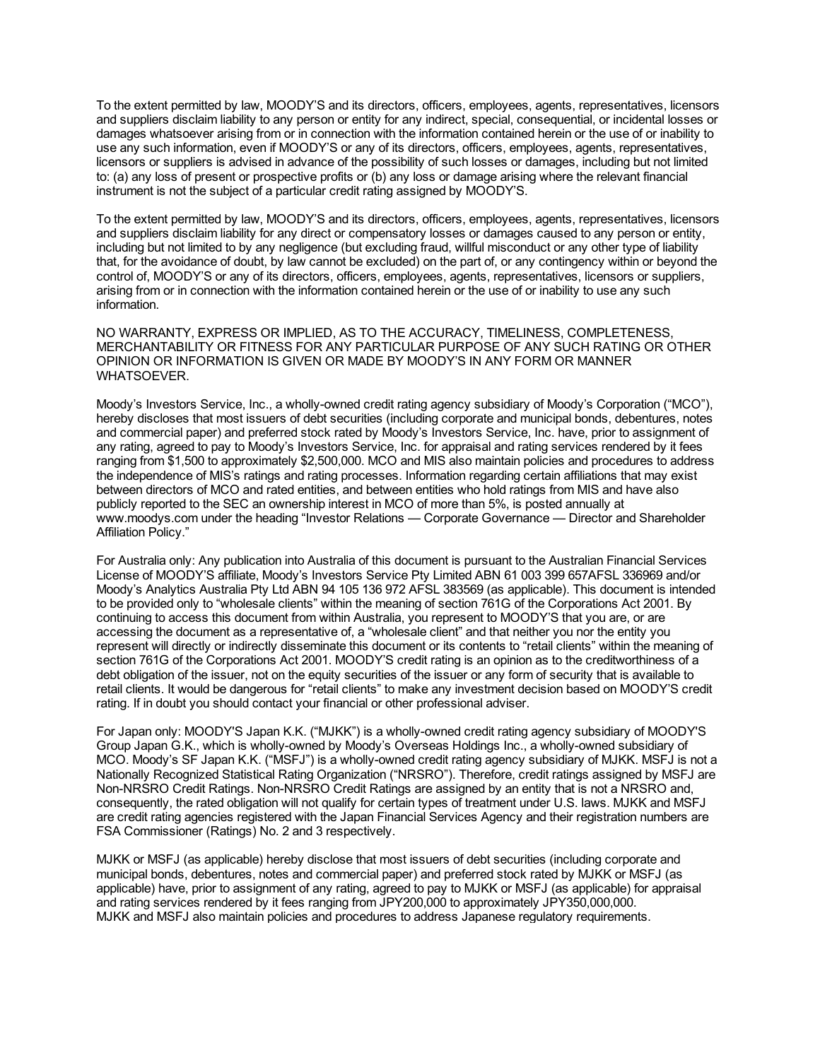To the extent permitted by law, MOODY'S and its directors, officers, employees, agents, representatives, licensors and suppliers disclaim liability to any person or entity for any indirect, special, consequential, or incidental losses or damages whatsoever arising from or in connection with the information contained herein or the use of or inability to use any such information, even if MOODY'S or any of its directors, officers, employees, agents, representatives, licensors or suppliers is advised in advance of the possibility of such losses or damages, including but not limited to: (a) any loss of present or prospective profits or (b) any loss or damage arising where the relevant financial instrument is not the subject of a particular credit rating assigned by MOODY'S.

To the extent permitted by law, MOODY'S and its directors, officers, employees, agents, representatives, licensors and suppliers disclaim liability for any direct or compensatory losses or damages caused to any person or entity, including but not limited to by any negligence (but excluding fraud, willful misconduct or any other type of liability that, for the avoidance of doubt, by law cannot be excluded) on the part of, or any contingency within or beyond the control of, MOODY'S or any of its directors, officers, employees, agents, representatives, licensors or suppliers, arising from or in connection with the information contained herein or the use of or inability to use any such information.

NO WARRANTY, EXPRESS OR IMPLIED, AS TO THE ACCURACY, TIMELINESS, COMPLETENESS, MERCHANTABILITY OR FITNESS FOR ANY PARTICULAR PURPOSE OF ANY SUCH RATING OR OTHER OPINION OR INFORMATION IS GIVEN OR MADE BY MOODY'S IN ANY FORM OR MANNER WHATSOEVER.

Moody's Investors Service, Inc., a wholly-owned credit rating agency subsidiary of Moody's Corporation ("MCO"), hereby discloses that most issuers of debt securities (including corporate and municipal bonds, debentures, notes and commercial paper) and preferred stock rated by Moody's Investors Service, Inc. have, prior to assignment of any rating, agreed to pay to Moody's Investors Service, Inc. for appraisal and rating services rendered by it fees ranging from $1,500 to approximately $2,500,000. MCO and MIS also maintain policies and procedures to address the independence of MIS's ratings and rating processes. Information regarding certain affiliations that may exist between directors of MCO and rated entities, and between entities who hold ratings from MIS and have also publicly reported to the SEC an ownership interest in MCO of more than 5%, is posted annually at www.moodys.com under the heading "Investor Relations — Corporate Governance — Director and Shareholder Affiliation Policy."

For Australia only: Any publication into Australia of this document is pursuant to the Australian Financial Services License of MOODY'S affiliate, Moody's Investors Service Pty Limited ABN 61 003 399 657AFSL 336969 and/or Moody's Analytics Australia Pty Ltd ABN 94 105 136 972 AFSL 383569 (as applicable). This document is intended to be provided only to "wholesale clients" within the meaning of section 761G of the Corporations Act 2001. By continuing to access this document from within Australia, you represent to MOODY'S that you are, or are accessing the document as a representative of, a "wholesale client" and that neither you nor the entity you represent will directly or indirectly disseminate this document or its contents to "retail clients" within the meaning of section 761G of the Corporations Act 2001. MOODY'S credit rating is an opinion as to the creditworthiness of a debt obligation of the issuer, not on the equity securities of the issuer or any form of security that is available to retail clients. It would be dangerous for "retail clients" to make any investment decision based on MOODY'S credit rating. If in doubt you should contact your financial or other professional adviser.

For Japan only: MOODY'S Japan K.K. ("MJKK") is a wholly-owned credit rating agency subsidiary of MOODY'S Group Japan G.K., which is wholly-owned by Moody's Overseas Holdings Inc., a wholly-owned subsidiary of MCO. Moody's SF Japan K.K. ("MSFJ") is a wholly-owned credit rating agency subsidiary of MJKK. MSFJ is not a Nationally Recognized Statistical Rating Organization ("NRSRO"). Therefore, credit ratings assigned by MSFJ are Non-NRSRO Credit Ratings. Non-NRSRO Credit Ratings are assigned by an entity that is not a NRSRO and, consequently, the rated obligation will not qualify for certain types of treatment under U.S. laws. MJKK and MSFJ are credit rating agencies registered with the Japan Financial Services Agency and their registration numbers are FSA Commissioner (Ratings) No. 2 and 3 respectively.

MJKK or MSFJ (as applicable) hereby disclose that most issuers of debt securities (including corporate and municipal bonds, debentures, notes and commercial paper) and preferred stock rated by MJKK or MSFJ (as applicable) have, prior to assignment of any rating, agreed to pay to MJKK or MSFJ (as applicable) for appraisal and rating services rendered by it fees ranging from JPY200,000 to approximately JPY350,000,000.
MJKK and MSFJ also maintain policies and procedures to address Japanese regulatory requirements.